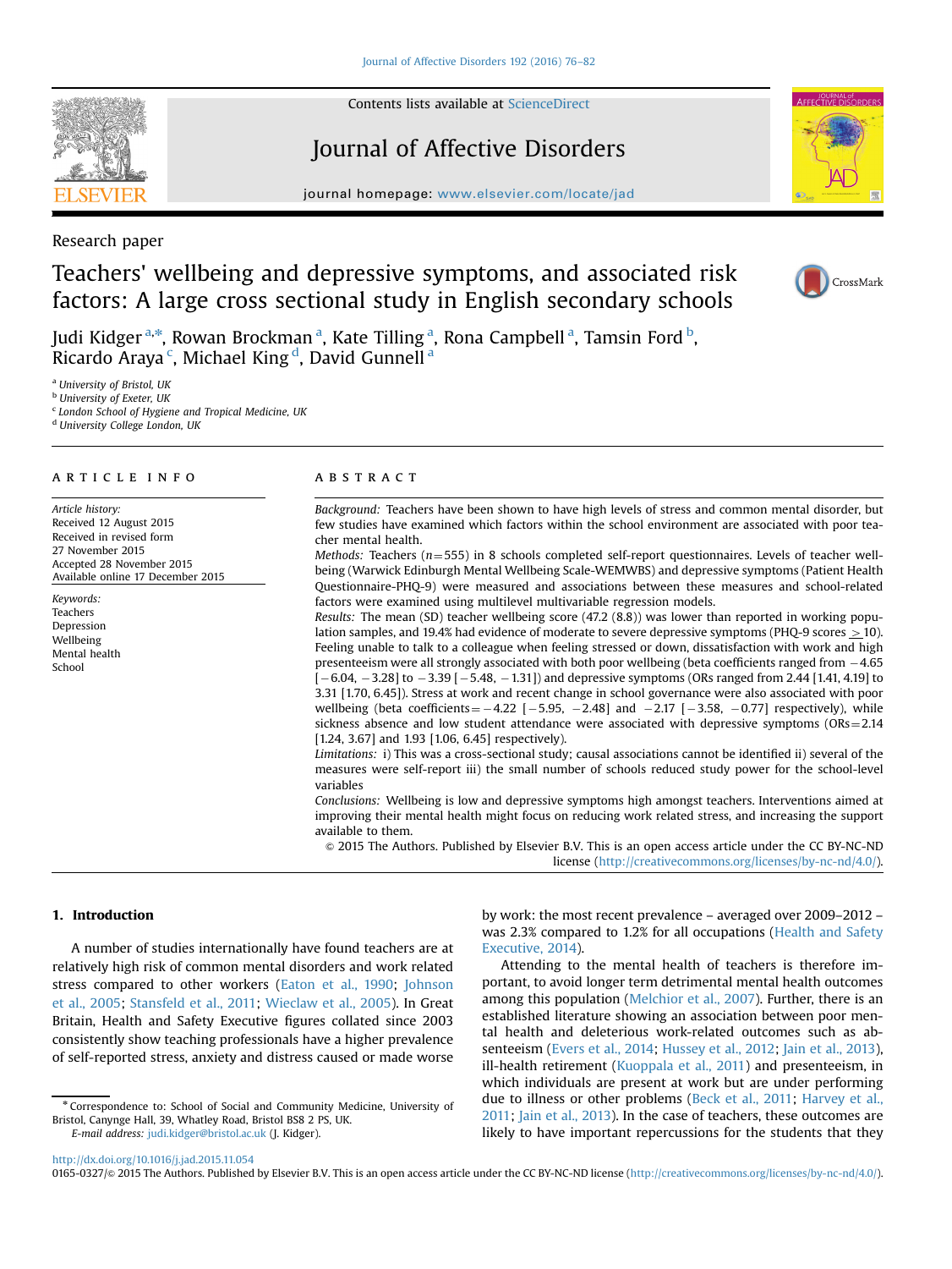Research paper

# Teachers' wellbeing and depressive symptoms, and associated risk factors: A large cross sectional study in English secondary schools

Judi Kidger [a,*], Rowan Brockman [a], Kate Tilling [a], Rona Campbell [a], Tamsin Ford [b], Ricardo Araya [c], Michael King [d], David Gunnell [a]

[a] University of Bristol, UK
[b] University of Exeter, UK
[c] London School of Hygiene and Tropical Medicine, UK
[d] University College London, UK

## ARTICLE INFO

*Article history:*
Received 12 August 2015
Received in revised form
27 November 2015
Accepted 28 November 2015
Available online 17 December 2015

*Keywords:*
Teachers
Depression
Wellbeing
Mental health
School

## ABSTRACT

*Background:* Teachers have been shown to have high levels of stress and common mental disorder, but few studies have examined which factors within the school environment are associated with poor teacher mental health.

*Methods:* Teachers ($n=555$) in 8 schools completed self-report questionnaires. Levels of teacher wellbeing (Warwick Edinburgh Mental Wellbeing Scale-WEMWBS) and depressive symptoms (Patient Health Questionnaire-PHQ-9) were measured and associations between these measures and school-related factors were examined using multilevel multivariable regression models.

*Results:* The mean (SD) teacher wellbeing score (47.2 (8.8)) was lower than reported in working population samples, and 19.4% had evidence of moderate to severe depressive symptoms (PHQ-9 scores $\geq$10). Feeling unable to talk to a colleague when feeling stressed or down, dissatisfaction with work and high presenteeism were all strongly associated with both poor wellbeing (beta coefficients ranged from −4.65 [−6.04, −3.28] to −3.39 [−5.48, −1.31]) and depressive symptoms (ORs ranged from 2.44 [1.41, 4.19] to 3.31 [1.70, 6.45]). Stress at work and recent change in school governance were also associated with poor wellbeing (beta coefficients = −4.22 [−5.95, −2.48] and −2.17 [−3.58, −0.77] respectively), while sickness absence and low student attendance were associated with depressive symptoms (ORs = 2.14 [1.24, 3.67] and 1.93 [1.06, 6.45] respectively).

*Limitations:* i) This was a cross-sectional study; causal associations cannot be identified ii) several of the measures were self-report iii) the small number of schools reduced study power for the school-level variables

*Conclusions:* Wellbeing is low and depressive symptoms high amongst teachers. Interventions aimed at improving their mental health might focus on reducing work related stress, and increasing the support available to them.

© 2015 The Authors. Published by Elsevier B.V. This is an open access article under the CC BY-NC-ND license (http://creativecommons.org/licenses/by-nc-nd/4.0/).

## 1. Introduction

A number of studies internationally have found teachers are at relatively high risk of common mental disorders and work related stress compared to other workers (Eaton et al., 1990; Johnson et al., 2005; Stansfeld et al., 2011; Wieclaw et al., 2005). In Great Britain, Health and Safety Executive figures collated since 2003 consistently show teaching professionals have a higher prevalence of self-reported stress, anxiety and distress caused or made worse by work: the most recent prevalence – averaged over 2009–2012 – was 2.3% compared to 1.2% for all occupations (Health and Safety Executive, 2014).

Attending to the mental health of teachers is therefore important, to avoid longer term detrimental mental health outcomes among this population (Melchior et al., 2007). Further, there is an established literature showing an association between poor mental health and deleterious work-related outcomes such as absenteeism (Evers et al., 2014; Hussey et al., 2012; Jain et al., 2013), ill-health retirement (Kuoppala et al., 2011) and presenteeism, in which individuals are present at work but are under performing due to illness or other problems (Beck et al., 2011; Harvey et al., 2011; Jain et al., 2013). In the case of teachers, these outcomes are likely to have important repercussions for the students that they

* Correspondence to: School of Social and Community Medicine, University of Bristol, Canynge Hall, 39, Whatley Road, Bristol BS8 2 PS, UK.
*E-mail address:* judi.kidger@bristol.ac.uk (J. Kidger).

http://dx.doi.org/10.1016/j.jad.2015.11.054
0165-0327/© 2015 The Authors. Published by Elsevier B.V. This is an open access article under the CC BY-NC-ND license (http://creativecommons.org/licenses/by-nc-nd/4.0/).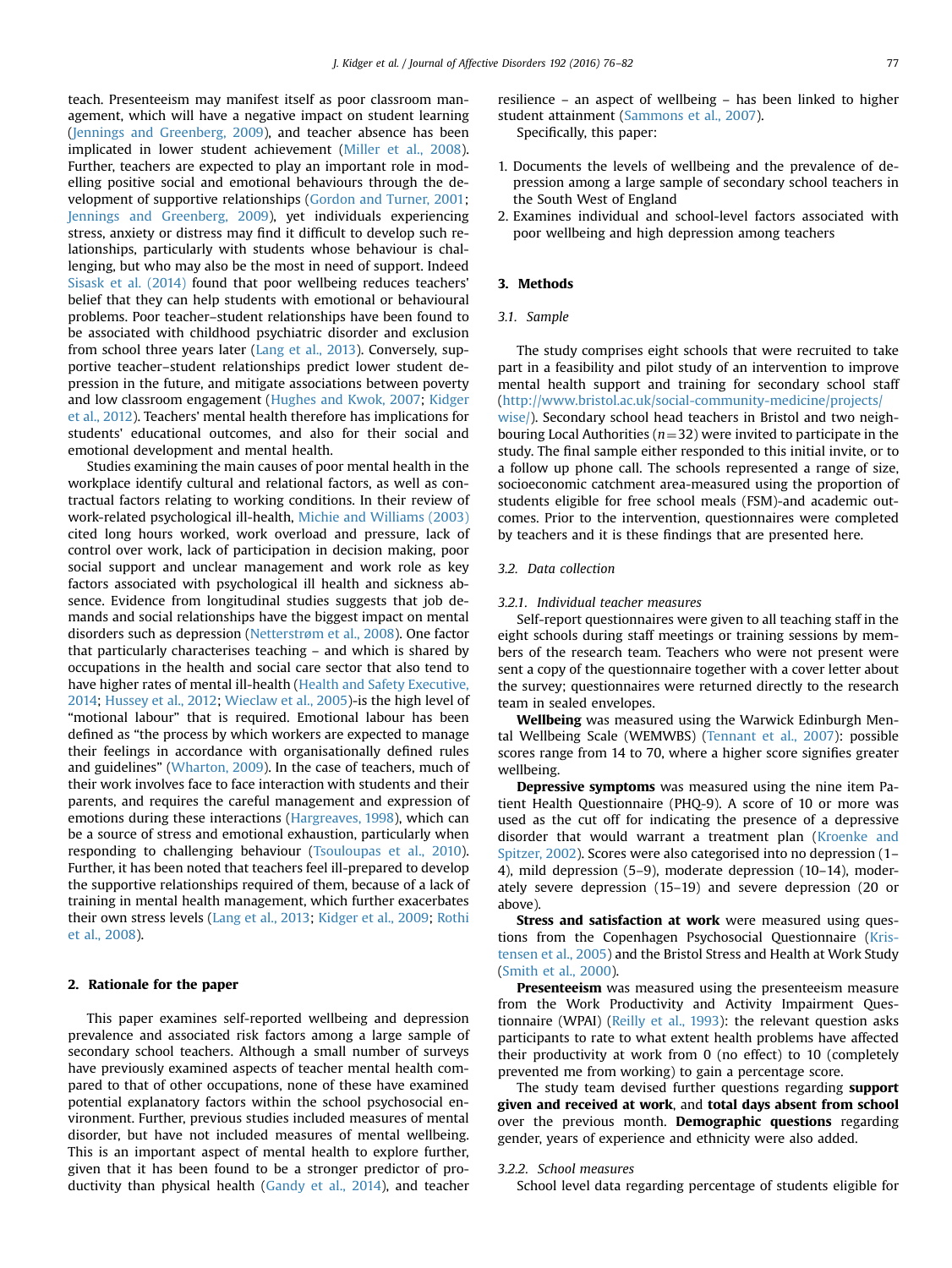teach. Presenteeism may manifest itself as poor classroom management, which will have a negative impact on student learning (Jennings and Greenberg, 2009), and teacher absence has been implicated in lower student achievement (Miller et al., 2008). Further, teachers are expected to play an important role in modelling positive social and emotional behaviours through the development of supportive relationships (Gordon and Turner, 2001; Jennings and Greenberg, 2009), yet individuals experiencing stress, anxiety or distress may find it difficult to develop such relationships, particularly with students whose behaviour is challenging, but who may also be the most in need of support. Indeed Sisask et al. (2014) found that poor wellbeing reduces teachers' belief that they can help students with emotional or behavioural problems. Poor teacher–student relationships have been found to be associated with childhood psychiatric disorder and exclusion from school three years later (Lang et al., 2013). Conversely, supportive teacher–student relationships predict lower student depression in the future, and mitigate associations between poverty and low classroom engagement (Hughes and Kwok, 2007; Kidger et al., 2012). Teachers' mental health therefore has implications for students' educational outcomes, and also for their social and emotional development and mental health.

Studies examining the main causes of poor mental health in the workplace identify cultural and relational factors, as well as contractual factors relating to working conditions. In their review of work-related psychological ill-health, Michie and Williams (2003) cited long hours worked, work overload and pressure, lack of control over work, lack of participation in decision making, poor social support and unclear management and work role as key factors associated with psychological ill health and sickness absence. Evidence from longitudinal studies suggests that job demands and social relationships have the biggest impact on mental disorders such as depression (Netterstrøm et al., 2008). One factor that particularly characterises teaching – and which is shared by occupations in the health and social care sector that also tend to have higher rates of mental ill-health (Health and Safety Executive, 2014; Hussey et al., 2012; Wieclaw et al., 2005)-is the high level of "motional labour" that is required. Emotional labour has been defined as "the process by which workers are expected to manage their feelings in accordance with organisationally defined rules and guidelines" (Wharton, 2009). In the case of teachers, much of their work involves face to face interaction with students and their parents, and requires the careful management and expression of emotions during these interactions (Hargreaves, 1998), which can be a source of stress and emotional exhaustion, particularly when responding to challenging behaviour (Tsouloupas et al., 2010). Further, it has been noted that teachers feel ill-prepared to develop the supportive relationships required of them, because of a lack of training in mental health management, which further exacerbates their own stress levels (Lang et al., 2013; Kidger et al., 2009; Rothi et al., 2008).

## 2. Rationale for the paper

This paper examines self-reported wellbeing and depression prevalence and associated risk factors among a large sample of secondary school teachers. Although a small number of surveys have previously examined aspects of teacher mental health compared to that of other occupations, none of these have examined potential explanatory factors within the school psychosocial environment. Further, previous studies included measures of mental disorder, but have not included measures of mental wellbeing. This is an important aspect of mental health to explore further, given that it has been found to be a stronger predictor of productivity than physical health (Gandy et al., 2014), and teacher resilience – an aspect of wellbeing – has been linked to higher student attainment (Sammons et al., 2007).

Specifically, this paper:

1. Documents the levels of wellbeing and the prevalence of depression among a large sample of secondary school teachers in the South West of England
2. Examines individual and school-level factors associated with poor wellbeing and high depression among teachers

## 3. Methods

### 3.1. Sample

The study comprises eight schools that were recruited to take part in a feasibility and pilot study of an intervention to improve mental health support and training for secondary school staff (http://www.bristol.ac.uk/social-community-medicine/projects/wise/). Secondary school head teachers in Bristol and two neighbouring Local Authorities ($n=32$) were invited to participate in the study. The final sample either responded to this initial invite, or to a follow up phone call. The schools represented a range of size, socioeconomic catchment area-measured using the proportion of students eligible for free school meals (FSM)-and academic outcomes. Prior to the intervention, questionnaires were completed by teachers and it is these findings that are presented here.

### 3.2. Data collection

#### 3.2.1. Individual teacher measures

Self-report questionnaires were given to all teaching staff in the eight schools during staff meetings or training sessions by members of the research team. Teachers who were not present were sent a copy of the questionnaire together with a cover letter about the survey; questionnaires were returned directly to the research team in sealed envelopes.

**Wellbeing** was measured using the Warwick Edinburgh Mental Wellbeing Scale (WEMWBS) (Tennant et al., 2007): possible scores range from 14 to 70, where a higher score signifies greater wellbeing.

**Depressive symptoms** was measured using the nine item Patient Health Questionnaire (PHQ-9). A score of 10 or more was used as the cut off for indicating the presence of a depressive disorder that would warrant a treatment plan (Kroenke and Spitzer, 2002). Scores were also categorised into no depression (1–4), mild depression (5–9), moderate depression (10–14), moderately severe depression (15–19) and severe depression (20 or above).

**Stress and satisfaction at work** were measured using questions from the Copenhagen Psychosocial Questionnaire (Kristensen et al., 2005) and the Bristol Stress and Health at Work Study (Smith et al., 2000).

**Presenteeism** was measured using the presenteeism measure from the Work Productivity and Activity Impairment Questionnaire (WPAI) (Reilly et al., 1993): the relevant question asks participants to rate to what extent health problems have affected their productivity at work from 0 (no effect) to 10 (completely prevented me from working) to gain a percentage score.

The study team devised further questions regarding **support given and received at work**, and **total days absent from school** over the previous month. **Demographic questions** regarding gender, years of experience and ethnicity were also added.

#### 3.2.2. School measures

School level data regarding percentage of students eligible for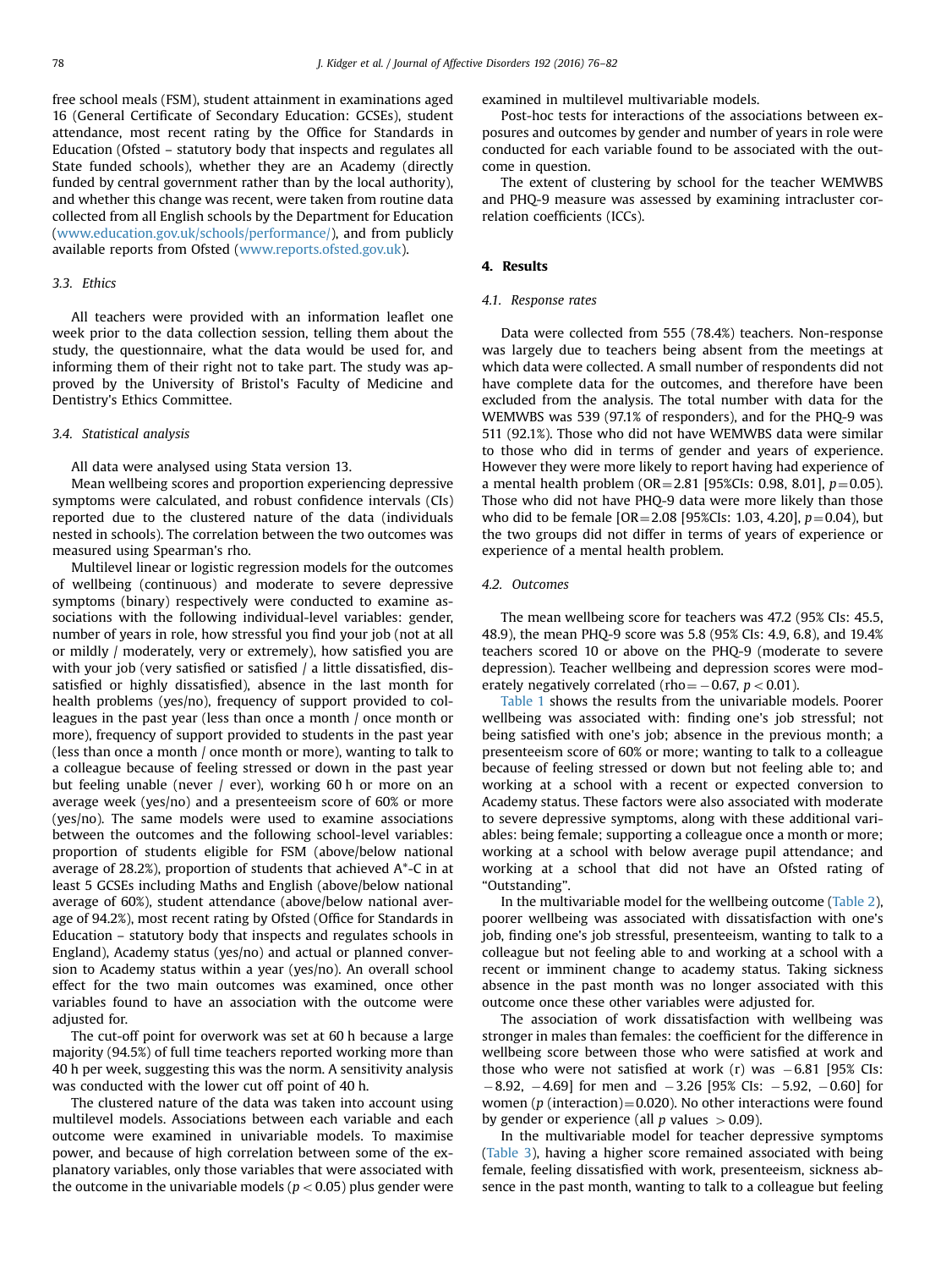free school meals (FSM), student attainment in examinations aged 16 (General Certificate of Secondary Education: GCSEs), student attendance, most recent rating by the Office for Standards in Education (Ofsted – statutory body that inspects and regulates all State funded schools), whether they are an Academy (directly funded by central government rather than by the local authority), and whether this change was recent, were taken from routine data collected from all English schools by the Department for Education (www.education.gov.uk/schools/performance/), and from publicly available reports from Ofsted (www.reports.ofsted.gov.uk).

### 3.3. Ethics

All teachers were provided with an information leaflet one week prior to the data collection session, telling them about the study, the questionnaire, what the data would be used for, and informing them of their right not to take part. The study was approved by the University of Bristol's Faculty of Medicine and Dentistry's Ethics Committee.

### 3.4. Statistical analysis

All data were analysed using Stata version 13.

Mean wellbeing scores and proportion experiencing depressive symptoms were calculated, and robust confidence intervals (CIs) reported due to the clustered nature of the data (individuals nested in schools). The correlation between the two outcomes was measured using Spearman's rho.

Multilevel linear or logistic regression models for the outcomes of wellbeing (continuous) and moderate to severe depressive symptoms (binary) respectively were conducted to examine associations with the following individual-level variables: gender, number of years in role, how stressful you find your job (not at all or mildly / moderately, very or extremely), how satisfied you are with your job (very satisfied or satisfied / a little dissatisfied, dissatisfied or highly dissatisfied), absence in the last month for health problems (yes/no), frequency of support provided to colleagues in the past year (less than once a month / once month or more), frequency of support provided to students in the past year (less than once a month / once month or more), wanting to talk to a colleague because of feeling stressed or down in the past year but feeling unable (never / ever), working 60 h or more on an average week (yes/no) and a presenteeism score of 60% or more (yes/no). The same models were used to examine associations between the outcomes and the following school-level variables: proportion of students eligible for FSM (above/below national average of 28.2%), proportion of students that achieved A*-C in at least 5 GCSEs including Maths and English (above/below national average of 60%), student attendance (above/below national average of 94.2%), most recent rating by Ofsted (Office for Standards in Education – statutory body that inspects and regulates schools in England), Academy status (yes/no) and actual or planned conversion to Academy status within a year (yes/no). An overall school effect for the two main outcomes was examined, once other variables found to have an association with the outcome were adjusted for.

The cut-off point for overwork was set at 60 h because a large majority (94.5%) of full time teachers reported working more than 40 h per week, suggesting this was the norm. A sensitivity analysis was conducted with the lower cut off point of 40 h.

The clustered nature of the data was taken into account using multilevel models. Associations between each variable and each outcome were examined in univariable models. To maximise power, and because of high correlation between some of the explanatory variables, only those variables that were associated with the outcome in the univariable models ($p < 0.05$) plus gender were examined in multilevel multivariable models.

Post-hoc tests for interactions of the associations between exposures and outcomes by gender and number of years in role were conducted for each variable found to be associated with the outcome in question.

The extent of clustering by school for the teacher WEMWBS and PHQ-9 measure was assessed by examining intracluster correlation coefficients (ICCs).

## 4. Results

### 4.1. Response rates

Data were collected from 555 (78.4%) teachers. Non-response was largely due to teachers being absent from the meetings at which data were collected. A small number of respondents did not have complete data for the outcomes, and therefore have been excluded from the analysis. The total number with data for the WEMWBS was 539 (97.1% of responders), and for the PHQ-9 was 511 (92.1%). Those who did not have WEMWBS data were similar to those who did in terms of gender and years of experience. However they were more likely to report having had experience of a mental health problem (OR=2.81 [95%CIs: 0.98, 8.01], $p$=0.05). Those who did not have PHQ-9 data were more likely than those who did to be female [OR=2.08 [95%CIs: 1.03, 4.20], $p$=0.04), but the two groups did not differ in terms of years of experience or experience of a mental health problem.

### 4.2. Outcomes

The mean wellbeing score for teachers was 47.2 (95% CIs: 45.5, 48.9), the mean PHQ-9 score was 5.8 (95% CIs: 4.9, 6.8), and 19.4% teachers scored 10 or above on the PHQ-9 (moderate to severe depression). Teacher wellbeing and depression scores were moderately negatively correlated (rho= −0.67, $p < 0.01$).

Table 1 shows the results from the univariable models. Poorer wellbeing was associated with: finding one's job stressful; not being satisfied with one's job; absence in the previous month; a presenteeism score of 60% or more; wanting to talk to a colleague because of feeling stressed or down but not feeling able to; and working at a school with a recent or expected conversion to Academy status. These factors were also associated with moderate to severe depressive symptoms, along with these additional variables: being female; supporting a colleague once a month or more; working at a school with below average pupil attendance; and working at a school that did not have an Ofsted rating of "Outstanding".

In the multivariable model for the wellbeing outcome (Table 2), poorer wellbeing was associated with dissatisfaction with one's job, finding one's job stressful, presenteeism, wanting to talk to a colleague but not feeling able to and working at a school with a recent or imminent change to academy status. Taking sickness absence in the past month was no longer associated with this outcome once these other variables were adjusted for.

The association of work dissatisfaction with wellbeing was stronger in males than females: the coefficient for the difference in wellbeing score between those who were satisfied at work and those who were not satisfied at work (r) was −6.81 [95% CIs: −8.92, −4.69] for men and −3.26 [95% CIs: −5.92, −0.60] for women ($p$ (interaction)=0.020). No other interactions were found by gender or experience (all $p$ values $> 0.09$).

In the multivariable model for teacher depressive symptoms (Table 3), having a higher score remained associated with being female, feeling dissatisfied with work, presenteeism, sickness absence in the past month, wanting to talk to a colleague but feeling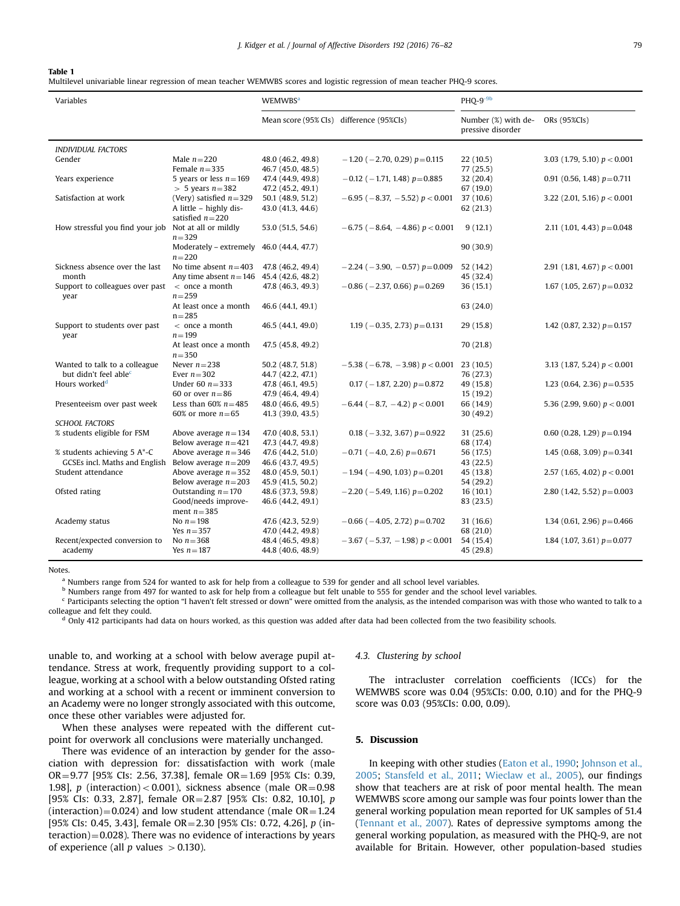**Table 1**
Multilevel univariable linear regression of mean teacher WEMWBS scores and logistic regression of mean teacher PHQ-9 scores.

| Variables | | WEMWBS[a] | | PHQ-9[b] | |
|---|---|---|---|---|---|
| | | Mean score (95% CIs) | difference (95%CIs) | Number (%) with depressive disorder | ORs (95%CIs) |
| *INDIVIDUAL FACTORS* | | | | | |
| Gender | Male $n=220$ | 48.0 (46.2, 49.8) | −1.20 (−2.70, 0.29) $p=0.115$ | 22 (10.5) | 3.03 (1.79, 5.10) $p<0.001$ |
| | Female $n=335$ | 46.7 (45.0, 48.5) | | 77 (25.5) | |
| Years experience | 5 years or less $n=169$ | 47.4 (44.9, 49.8) | −0.12 (−1.71, 1.48) $p=0.885$ | 32 (20.4) | 0.91 (0.56, 1.48) $p=0.711$ |
| | > 5 years $n=382$ | 47.2 (45.2, 49.1) | | 67 (19.0) | |
| Satisfaction at work | (Very) satisfied $n=329$ | 50.1 (48.9, 51.2) | −6.95 (−8.37, −5.52) $p<0.001$ | 37 (10.6) | 3.22 (2.01, 5.16) $p<0.001$ |
| | A little – highly dissatisfied $n=220$ | 43.0 (41.3, 44.6) | | 62 (21.3) | |
| How stressful you find your job | Not at all or mildly $n=329$ | 53.0 (51.5, 54.6) | −6.75 (−8.64, −4.86) $p<0.001$ | 9 (12.1) | 2.11 (1.01, 4.43) $p=0.048$ |
| | Moderately – extremely $n=220$ | 46.0 (44.4, 47.7) | | 90 (30.9) | |
| Sickness absence over the last month | No time absent $n=403$ | 47.8 (46.2, 49.4) | −2.24 (−3.90, −0.57) $p=0.009$ | 52 (14.2) | 2.91 (1.81, 4.67) $p<0.001$ |
| | Any time absent $n=146$ | 45.4 (42.6, 48.2) | | 45 (32.4) | |
| Support to colleagues over past year | < once a month $n=259$ | 47.8 (46.3, 49.3) | −0.86 (−2.37, 0.66) $p=0.269$ | 36 (15.1) | 1.67 (1.05, 2.67) $p=0.032$ |
| | At least once a month $n=285$ | 46.6 (44.1, 49.1) | | 63 (24.0) | |
| Support to students over past year | < once a month $n=199$ | 46.5 (44.1, 49.0) | 1.19 (−0.35, 2.73) $p=0.131$ | 29 (15.8) | 1.42 (0.87, 2.32) $p=0.157$ |
| | At least once a month $n=350$ | 47.5 (45.8, 49.2) | | 70 (21.8) | |
| Wanted to talk to a colleague but didn't feel able[c] | Never $n=238$ | 50.2 (48.7, 51.8) | −5.38 (−6.78, −3.98) $p<0.001$ | 23 (10.5) | 3.13 (1.87, 5.24) $p<0.001$ |
| | Ever $n=302$ | 44.7 (42.2, 47.1) | | 76 (27.3) | |
| Hours worked[d] | Under 60 $n=333$ | 47.8 (46.1, 49.5) | 0.17 (−1.87, 2.20) $p=0.872$ | 49 (15.8) | 1.23 (0.64, 2.36) $p=0.535$ |
| | 60 or over $n=86$ | 47.9 (46.4, 49.4) | | 15 (19.2) | |
| Presenteeism over past week | Less than 60% $n=485$ | 48.0 (46.6, 49.5) | −6.44 (−8.7, −4.2) $p<0.001$ | 66 (14.9) | 5.36 (2.99, 9.60) $p<0.001$ |
| | 60% or more $n=65$ | 41.3 (39.0, 43.5) | | 30 (49.2) | |
| *SCHOOL FACTORS* | | | | | |
| % students eligible for FSM | Above average $n=134$ | 47.0 (40.8, 53.1) | 0.18 (−3.32, 3.67) $p=0.922$ | 31 (25.6) | 0.60 (0.28, 1.29) $p=0.194$ |
| | Below average $n=421$ | 47.3 (44.7, 49.8) | | 68 (17.4) | |
| % students achieving 5 A*-C GCSEs incl. Maths and English | Above average $n=346$ | 47.6 (44.2, 51.0) | −0.71 (−4.0, 2.6) $p=0.671$ | 56 (17.5) | 1.45 (0.68, 3.09) $p=0.341$ |
| | Below average $n=209$ | 46.6 (43.7, 49.5) | | 43 (22.5) | |
| Student attendance | Above average $n=352$ | 48.0 (45.9, 50.1) | −1.94 (−4.90, 1.03) $p=0.201$ | 45 (13.8) | 2.57 (1.65, 4.02) $p<0.001$ |
| | Below average $n=203$ | 45.9 (41.5, 50.2) | | 54 (29.2) | |
| Ofsted rating | Outstanding $n=170$ | 48.6 (37.3, 59.8) | −2.20 (−5.49, 1.16) $p=0.202$ | 16 (10.1) | 2.80 (1.42, 5.52) $p=0.003$ |
| | Good/needs improvement $n=385$ | 46.6 (44.2, 49.1) | | 83 (23.5) | |
| Academy status | No $n=198$ | 47.6 (42.3, 52.9) | −0.66 (−4.05, 2.72) $p=0.702$ | 31 (16.6) | 1.34 (0.61, 2.96) $p=0.466$ |
| | Yes $n=357$ | 47.0 (44.2, 49.8) | | 68 (21.0) | |
| Recent/expected conversion to academy | No $n=368$ | 48.4 (46.5, 49.8) | −3.67 (−5.37, −1.98) $p<0.001$ | 54 (15.4) | 1.84 (1.07, 3.61) $p=0.077$ |
| | Yes $n=187$ | 44.8 (40.6, 48.9) | | 45 (29.8) | |

Notes.

[a] Numbers range from 524 for wanted to ask for help from a colleague to 539 for gender and all school level variables.

[b] Numbers range from 497 for wanted to ask for help from a colleague but felt unable to 555 for gender and the school level variables.

[c] Participants selecting the option "I haven't felt stressed or down" were omitted from the analysis, as the intended comparison was with those who wanted to talk to a colleague and felt they could.

[d] Only 412 participants had data on hours worked, as this question was added after data had been collected from the two feasibility schools.

unable to, and working at a school with below average pupil attendance. Stress at work, frequently providing support to a colleague, working at a school with a below outstanding Ofsted rating and working at a school with a recent or imminent conversion to an Academy were no longer strongly associated with this outcome, once these other variables were adjusted for.

When these analyses were repeated with the different cut-point for overwork all conclusions were materially unchanged.

There was evidence of an interaction by gender for the association with depression for: dissatisfaction with work (male OR=9.77 [95% CIs: 2.56, 37.38], female OR=1.69 [95% CIs: 0.39, 1.98], $p$ (interaction) $<0.001$), sickness absence (male OR=0.98 [95% CIs: 0.33, 2.87], female OR=2.87 [95% CIs: 0.82, 10.10], $p$ (interaction) $=0.024$) and low student attendance (male OR=1.24 [95% CIs: 0.45, 3.43], female OR=2.30 [95% CIs: 0.72, 4.26], $p$ (interaction) $=0.028$). There was no evidence of interactions by years of experience (all $p$ values $>0.130$).

### 4.3. Clustering by school

The intracluster correlation coefficients (ICCs) for the WEMWBS score was 0.04 (95%CIs: 0.00, 0.10) and for the PHQ-9 score was 0.03 (95%CIs: 0.00, 0.09).

## 5. Discussion

In keeping with other studies (Eaton et al., 1990; Johnson et al., 2005; Stansfeld et al., 2011; Wieclaw et al., 2005), our findings show that teachers are at risk of poor mental health. The mean WEMWBS score among our sample was four points lower than the general working population mean reported for UK samples of 51.4 (Tennant et al., 2007). Rates of depressive symptoms among the general working population, as measured with the PHQ-9, are not available for Britain. However, other population-based studies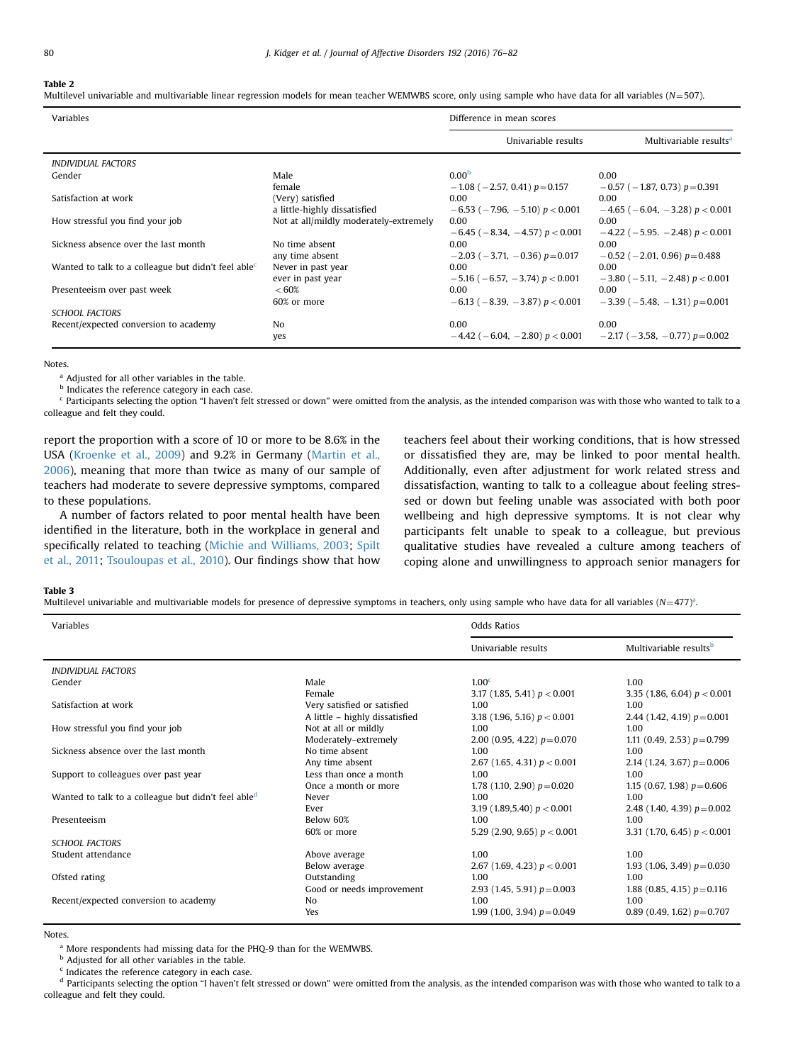**Table 2**
Multilevel univariable and multivariable linear regression models for mean teacher WEMWBS score, only using sample who have data for all variables (N=507).

| Variables | | Difference in mean scores | |
|---|---|---|---|
| | | Univariable results | Multivariable results[a] |
| *INDIVIDUAL FACTORS* | | | |
| Gender | Male | 0.00[b] | 0.00 |
| | female | −1.08 (−2.57, 0.41) $p=0.157$ | −0.57 (−1.87, 0.73) $p=0.391$ |
| Satisfaction at work | (Very) satisfied | 0.00 | 0.00 |
| | a little-highly dissatisfied | −6.53 (−7.96, −5.10) $p<0.001$ | −4.65 (−6.04, −3.28) $p<0.001$ |
| How stressful you find your job | Not at all/mildly moderately-extremely | 0.00 | 0.00 |
| | | −6.45 (−8.34, −4.57) $p<0.001$ | −4.22 (−5.95, −2.48) $p<0.001$ |
| Sickness absence over the last month | No time absent | 0.00 | 0.00 |
| | any time absent | −2.03 (−3.71, −0.36) $p=0.017$ | −0.52 (−2.01, 0.96) $p=0.488$ |
| Wanted to talk to a colleague but didn't feel able[c] | Never in past year | 0.00 | 0.00 |
| | ever in past year | −5.16 (−6.57, −3.74) $p<0.001$ | −3.80 (−5.11, −2.48) $p<0.001$ |
| Presenteeism over past week | <60% | 0.00 | 0.00 |
| | 60% or more | −6.13 (−8.39, −3.87) $p<0.001$ | −3.39 (−5.48, −1.31) $p=0.001$ |
| *SCHOOL FACTORS* | | | |
| Recent/expected conversion to academy | No | 0.00 | 0.00 |
| | yes | −4.42 (−6.04, −2.80) $p<0.001$ | −2.17 (−3.58, −0.77) $p=0.002$ |

Notes.
[a] Adjusted for all other variables in the table.
[b] Indicates the reference category in each case.
[c] Participants selecting the option "I haven't felt stressed or down" were omitted from the analysis, as the intended comparison was with those who wanted to talk to a colleague and felt they could.

report the proportion with a score of 10 or more to be 8.6% in the USA (Kroenke et al., 2009) and 9.2% in Germany (Martin et al., 2006), meaning that more than twice as many of our sample of teachers had moderate to severe depressive symptoms, compared to these populations.

A number of factors related to poor mental health have been identified in the literature, both in the workplace in general and specifically related to teaching (Michie and Williams, 2003; Spilt et al., 2011; Tsouloupas et al., 2010). Our findings show that how teachers feel about their working conditions, that is how stressed or dissatisfied they are, may be linked to poor mental health. Additionally, even after adjustment for work related stress and dissatisfaction, wanting to talk to a colleague about feeling stressed or down but feeling unable was associated with both poor wellbeing and high depressive symptoms. It is not clear why participants felt unable to speak to a colleague, but previous qualitative studies have revealed a culture among teachers of coping alone and unwillingness to approach senior managers for

**Table 3**
Multilevel univariable and multivariable models for presence of depressive symptoms in teachers, only using sample who have data for all variables (N=477)[a].

| Variables | | Odds Ratios | |
|---|---|---|---|
| | | Univariable results | Multivariable results[b] |
| *INDIVIDUAL FACTORS* | | | |
| Gender | Male | 1.00[c] | 1.00 |
| | Female | 3.17 (1.85, 5.41) $p<0.001$ | 3.35 (1.86, 6.04) $p<0.001$ |
| Satisfaction at work | Very satisfied or satisfied | 1.00 | 1.00 |
| | A little – highly dissatisfied | 3.18 (1.96, 5.16) $p<0.001$ | 2.44 (1.42, 4.19) $p=0.001$ |
| How stressful you find your job | Not at all or mildly | 1.00 | 1.00 |
| | Moderately–extremely | 2.00 (0.95, 4.22) $p=0.070$ | 1.11 (0.49, 2.53) $p=0.799$ |
| Sickness absence over the last month | No time absent | 1.00 | 1.00 |
| | Any time absent | 2.67 (1.65, 4.31) $p<0.001$ | 2.14 (1.24, 3.67) $p=0.006$ |
| Support to colleagues over past year | Less than once a month | 1.00 | 1.00 |
| | Once a month or more | 1.78 (1.10, 2.90) $p=0.020$ | 1.15 (0.67, 1.98) $p=0.606$ |
| Wanted to talk to a colleague but didn't feel able[d] | Never | 1.00 | 1.00 |
| | Ever | 3.19 (1.89,5.40) $p<0.001$ | 2.48 (1.40, 4.39) $p=0.002$ |
| Presenteeism | Below 60% | 1.00 | 1.00 |
| | 60% or more | 5.29 (2.90, 9.65) $p<0.001$ | 3.31 (1.70, 6.45) $p<0.001$ |
| *SCHOOL FACTORS* | | | |
| Student attendance | Above average | 1.00 | 1.00 |
| | Below average | 2.67 (1.69, 4.23) $p<0.001$ | 1.93 (1.06, 3.49) $p=0.030$ |
| Ofsted rating | Outstanding | 1.00 | 1.00 |
| | Good or needs improvement | 2.93 (1.45, 5.91) $p=0.003$ | 1.88 (0.85, 4.15) $p=0.116$ |
| Recent/expected conversion to academy | No | 1.00 | 1.00 |
| | Yes | 1.99 (1.00, 3.94) $p=0.049$ | 0.89 (0.49, 1.62) $p=0.707$ |

Notes.
[a] More respondents had missing data for the PHQ-9 than for the WEMWBS.
[b] Adjusted for all other variables in the table.
[c] Indicates the reference category in each case.
[d] Participants selecting the option "I haven't felt stressed or down" were omitted from the analysis, as the intended comparison was with those who wanted to talk to a colleague and felt they could.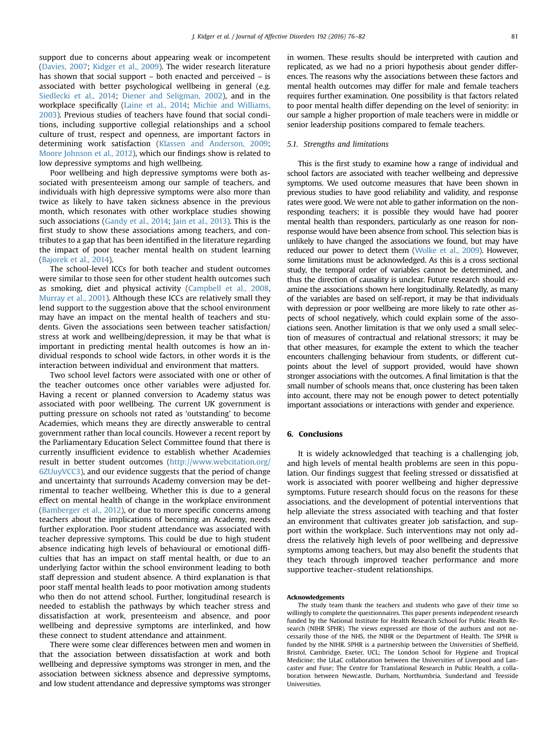support due to concerns about appearing weak or incompetent (Davies, 2007; Kidger et al., 2009). The wider research literature has shown that social support – both enacted and perceived – is associated with better psychological wellbeing in general (e.g. Siedlecki et al., 2014; Diener and Seligman, 2002), and in the workplace specifically (Laine et al., 2014; Michie and Williams, 2003). Previous studies of teachers have found that social conditions, including supportive collegial relationships and a school culture of trust, respect and openness, are important factors in determining work satisfaction (Klassen and Anderson, 2009; Moore Johnson et al., 2012), which our findings show is related to low depressive symptoms and high wellbeing.

Poor wellbeing and high depressive symptoms were both associated with presenteeism among our sample of teachers, and individuals with high depressive symptoms were also more than twice as likely to have taken sickness absence in the previous month, which resonates with other workplace studies showing such associations (Gandy et al., 2014; Jain et al., 2013). This is the first study to show these associations among teachers, and contributes to a gap that has been identified in the literature regarding the impact of poor teacher mental health on student learning (Bajorek et al., 2014).

The school-level ICCs for both teacher and student outcomes were similar to those seen for other student health outcomes such as smoking, diet and physical activity (Campbell et al., 2008, Murray et al., 2001). Although these ICCs are relatively small they lend support to the suggestion above that the school environment may have an impact on the mental health of teachers and students. Given the associations seen between teacher satisfaction/stress at work and wellbeing/depression, it may be that what is important in predicting mental health outcomes is how an individual responds to school wide factors, in other words it is the interaction between individual and environment that matters.

Two school level factors were associated with one or other of the teacher outcomes once other variables were adjusted for. Having a recent or planned conversion to Academy status was associated with poor wellbeing. The current UK government is putting pressure on schools not rated as 'outstanding' to become Academies, which means they are directly answerable to central government rather than local councils. However a recent report by the Parliamentary Education Select Committee found that there is currently insufficient evidence to establish whether Academies result in better student outcomes (http://www.webcitation.org/6ZUuyVCC3), and our evidence suggests that the period of change and uncertainty that surrounds Academy conversion may be detrimental to teacher wellbeing. Whether this is due to a general effect on mental health of change in the workplace environment (Bamberger et al., 2012), or due to more specific concerns among teachers about the implications of becoming an Academy, needs further exploration. Poor student attendance was associated with teacher depressive symptoms. This could be due to high student absence indicating high levels of behavioural or emotional difficulties that has an impact on staff mental health, or due to an underlying factor within the school environment leading to both staff depression and student absence. A third explanation is that poor staff mental health leads to poor motivation among students who then do not attend school. Further, longitudinal research is needed to establish the pathways by which teacher stress and dissatisfaction at work, presenteeism and absence, and poor wellbeing and depressive symptoms are interlinked, and how these connect to student attendance and attainment.

There were some clear differences between men and women in that the association between dissatisfaction at work and both wellbeing and depressive symptoms was stronger in men, and the association between sickness absence and depressive symptoms, and low student attendance and depressive symptoms was stronger in women. These results should be interpreted with caution and replicated, as we had no a priori hypothesis about gender differences. The reasons why the associations between these factors and mental health outcomes may differ for male and female teachers requires further examination. One possibility is that factors related to poor mental health differ depending on the level of seniority: in our sample a higher proportion of male teachers were in middle or senior leadership positions compared to female teachers.

### 5.1. Strengths and limitations

This is the first study to examine how a range of individual and school factors are associated with teacher wellbeing and depressive symptoms. We used outcome measures that have been shown in previous studies to have good reliability and validity, and response rates were good. We were not able to gather information on the non-responding teachers; it is possible they would have had poorer mental health than responders, particularly as one reason for non-response would have been absence from school. This selection bias is unlikely to have changed the associations we found, but may have reduced our power to detect them (Wolke et al., 2009). However, some limitations must be acknowledged. As this is a cross sectional study, the temporal order of variables cannot be determined, and thus the direction of causality is unclear. Future research should examine the associations shown here longitudinally. Relatedly, as many of the variables are based on self-report, it may be that individuals with depression or poor wellbeing are more likely to rate other aspects of school negatively, which could explain some of the associations seen. Another limitation is that we only used a small selection of measures of contractual and relational stressors; it may be that other measures, for example the extent to which the teacher encounters challenging behaviour from students, or different cut-points about the level of support provided, would have shown stronger associations with the outcomes. A final limitation is that the small number of schools means that, once clustering has been taken into account, there may not be enough power to detect potentially important associations or interactions with gender and experience.

## 6. Conclusions

It is widely acknowledged that teaching is a challenging job, and high levels of mental health problems are seen in this population. Our findings suggest that feeling stressed or dissatisfied at work is associated with poorer wellbeing and higher depressive symptoms. Future research should focus on the reasons for these associations, and the development of potential interventions that help alleviate the stress associated with teaching and that foster an environment that cultivates greater job satisfaction, and support within the workplace. Such interventions may not only address the relatively high levels of poor wellbeing and depressive symptoms among teachers, but may also benefit the students that they teach through improved teacher performance and more supportive teacher–student relationships.

#### Acknowledgements

The study team thank the teachers and students who gave of their time so willingly to complete the questionnaires. This paper presents independent research funded by the National Institute for Health Research School for Public Health Research (NIHR SPHR). The views expressed are those of the authors and not necessarily those of the NHS, the NIHR or the Department of Health. The SPHR is funded by the NIHR. SPHR is a partnership between the Universities of Sheffield, Bristol, Cambridge, Exeter, UCL; The London School for Hygiene and Tropical Medicine; the LiLaC collaboration between the Universities of Liverpool and Lancaster and Fuse; The Centre for Translational Research in Public Health, a collaboration between Newcastle, Durham, Northumbria, Sunderland and Teesside Universities.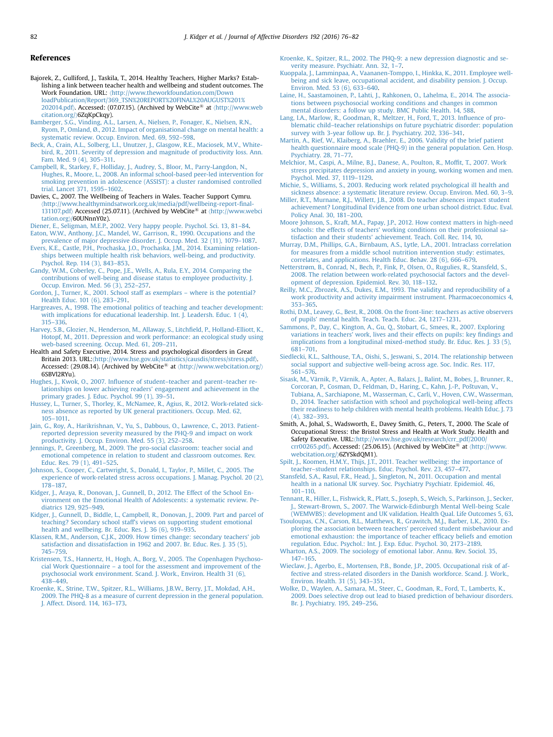## References

Bajorek, Z., Gulliford, J., Taskila, T., 2014. Healthy Teachers, Higher Marks? Establishing a link between teacher health and wellbeing and student outcomes. The Work Foundation. URL: ⟨http://www.theworkfoundation.com/DownloadPublication/Report/369_TSN%20REPORT%20FINAL%20AUGUST%20202014.pdf⟩. Accessed: (07.07.15). (Archived by WebCite® at ⟨http://www.webcitation.org/⟩6ZqKpCkqy).

Bamberger, S.G., Vinding, A.L., Larsen, A., Nielsen, P., Fonager, K., Nielsen, R.N., Ryom, P., Omland, Ø., 2012. Impact of organisational change on mental health: a systematic review. Occup. Environ. Med. 69, 592–598.

Beck, A., Crain, A.L., Solberg, L.I., Unutzer, J., Glasgow, R.E., Maciosek, M.V., Whitebird, R., 2011. Severity of depression and magnitude of productivity loss. Ann. Fam. Med. 9 (4), 305–311.

Campbell, R., Starkey, F., Holliday, J., Audrey, S., Bloor, M., Parry-Langdon, N., Hughes, R., Moore, L., 2008. An informal school-based peer-led intervention for smoking prevention in adolescence (ASSIST): a cluster randomised controlled trial. Lancet 371, 1595–1602.

Davies, C., 2007. The Wellbeing of Teachers in Wales. Teacher Support Cymru. ⟨http://www.healthymindsatwork.org.uk/media/pdf/wellbeing-report-final-131107.pdf⟩ Accessed (25.07.11). (Archived by WebCite® at ⟨http://www.webcitation.org⟩/60UNnnY0z).

Diener, E., Seligman, M.E.P., 2002. Very happy people. Psychol. Sci. 13, 81–84.

Eaton, W.W., Anthony, J.C., Mandel, W., Garrison, R., 1990. Occupations and the prevalence of major depressive disorder. J. Occup. Med. 32 (11), 1079–1087.

Evers, K.E., Castle, P.H., Prochaska, J.O., Prochaska, J.M., 2014. Examining relationships between multiple health risk behaviors, well-being, and productivity. Psychol. Rep. 114 (3), 843–853.

Gandy, W.M., Coberley, C., Pope, J.E., Wells, A., Rula, E.Y., 2014. Comparing the contributions of well-being and disease status to employee productivity. J. Occup. Environ. Med. 56 (3), 252–257.

Gordon, J., Turner, K., 2001. School staff as exemplars – where is the potential? Health Educ. 101 (6), 283–291.

Hargreaves, A., 1998. The emotional politics of teaching and teacher development: with implications for educational leadership. Int. J. Leadersh. Educ. 1 (4), 315–336.

Harvey, S.B., Glozier, N., Henderson, M., Allaway, S., Litchfield, P., Holland-Elliott, K., Hotopf, M., 2011. Depression and work performance: an ecological study using web-based screening. Occup. Med. 61, 209–211.

Health and Safety Executive, 2014. Stress and psychological disorders in Great Britain 2013. URL:⟨http://www.hse.gov.uk/statistics/causdis/stress/stress.pdf⟩. Accessed: (29.08.14). (Archived by WebCite® at ⟨http://www.webcitation.org/⟩6SBVl2RYu).

Hughes, J., Kwok, O., 2007. Influence of student–teacher and parent–teacher relationships on lower achieving readers' engagement and achievement in the primary grades. J. Educ. Psychol. 99 (1), 39–51.

Hussey, L., Turner, S., Thorley, K., McNamee, R., Agius, R., 2012. Work-related sickness absence as reported by UK general practitioners. Occup. Med. 62, 105–1011.

Jain, G., Roy, A., Harikrishnan, V., Yu, S., Dabbous, O., Lawrence, C., 2013. Patient-reported depression severity measured by the PHQ-9 and impact on work productivity. J. Occup. Environ. Med. 55 (3), 252–258.

Jennings, P., Greenberg, M., 2009. The pro-social classroom: teacher social and emotional competence in relation to student and classroom outcomes. Rev. Educ. Res. 79 (1), 491–525.

Johnson, S., Cooper, C., Cartwright, S., Donald, I., Taylor, P., Millet, C., 2005. The experience of work-related stress across occupations. J. Manag. Psychol. 20 (2), 178–187.

Kidger, J., Araya, R., Donovan, J., Gunnell, D., 2012. The Effect of the School Environment on the Emotional Health of Adolescents: a systematic review. Pediatrics 129, 925–949.

Kidger, J., Gunnell, D., Biddle, L., Campbell, R., Donovan, J., 2009. Part and parcel of teaching? Secondary school staff's views on supporting student emotional health and wellbeing. Br. Educ. Res. J. 36 (6), 919–935.

Klassen, R.M., Anderson, C.J.K., 2009. How times change: secondary teachers' job satisfaction and dissatisfaction in 1962 and 2007. Br. Educ. Res. J. 35 (5), 745–759.

Kristensen, T.S., Hannertz, H., Hogh, A., Borg, V., 2005. The Copenhagen Psychosocial Work Questionnaire – a tool for the assessment and improvement of the psychosocial work environment. Scand. J. Work., Environ. Health 31 (6), 438–449.

Kroenke, K., Strine, T.W., Spitzer, R.L., Williams, J.B.W., Berry, J.T., Mokdad, A.H., 2009. The PHQ-8 as a measure of current depression in the general population. J. Affect. Disord. 114, 163–173.

Kroenke, K., Spitzer, R.L., 2002. The PHQ-9: a new depression diagnostic and severity measure. Psychiatr. Ann. 32, 1–7.

Kuoppala, J., Lamminpaa, A., Vaananen-Tomppo, I., Hinkka, K., 2011. Employee well-being and sick leave, occupational accident, and disability pension. J. Occup. Environ. Med. 53 (6), 633–640.

Laine, H., Saastamoinen, P., Lahti, J., Rahkonen, O., Lahelma, E., 2014. The associations between psychosocial working conditions and changes in common mental disorders: a follow up study. BMC Public Health. 14, 588.

Lang, I.A., Marlow, R., Goodman, R., Meltzer, H., Ford, T., 2013. Influence of problematic child–teacher relationships on future psychiatric disorder: population survey with 3-year follow up. Br. J. Psychiatry. 202, 336–341.

Martin, A., Rief, W., Klaiberg, A., Braehler, E., 2006. Validity of the brief patient health questionnaire mood scale (PHQ-9) in the general population. Gen. Hosp. Psychiatry. 28, 71–77.

Melchior, M., Caspi, A., Milne, B.J., Danese, A., Poulton, R., Moffit, T., 2007. Work stress precipitates depression and anxiety in young, working women and men. Psychol. Med. 37, 1119–1129.

Michie, S., Williams, S., 2003. Reducing work related psychological ill health and sickness absence: a systematic literature review. Occup. Environ. Med. 60, 3–9.

Miller, R.T., Murnane, R.J., Willett, J.B., 2008. Do teacher absences impact student achievement? Longitudinal Evidence from one urban school district. Educ. Eval. Policy Anal. 30, 181–200.

Moore Johnson, S., Kraft, M.A., Papay, J.P., 2012. How context matters in high-need schools: the effects of teachers' working conditions on their professional satisfaction and their students' achievement. Teach. Coll. Rec. 114, 10.

Murray, D.M., Phillips, G.A., Birnbaum, A.S., Lytle, L.A., 2001. Intraclass correlation for measures from a middle school nutrition intervention study: estimates, correlates, and applications. Health Educ. Behav. 28 (6), 666–679.

Netterstrøm, B., Conrad, N., Bech, P., Fink, P., Olsen, O., Rugulies, R., Stansfeld, S., 2008. The relation between work-related psychosocial factors and the development of depression. Epidemiol. Rev. 30, 118–132.

Reilly, M.C., Zbrozek, A.S., Dukes, E.M., 1993. The validity and reproducibility of a work productivity and activity impairment instrument. Pharmacoeconomics 4, 353–365.

Rothi, D.M., Leavey, G., Best, R., 2008. On the front-line: teachers as active observers of pupils' mental health. Teach. Teach. Educ. 24, 1217–1231.

Sammons, P., Day, C., Kington, A., Gu, Q., Stobart, G., Smees, R., 2007. Exploring variations in teachers' work, lives and their effects on pupils: key findings and implications from a longitudinal mixed-method study. Br. Educ. Res. J. 33 (5), 681–701.

Siedlecki, K.L., Salthouse, T.A., Oishi, S., Jeswani, S., 2014. The relationship between social support and subjective well-being across age. Soc. Indic. Res. 117, 561–576.

Sisask, M., Värnik, P., Värnik, A., Apter, A., Balazs, J., Balint, M., Bobes, J., Brunner, R., Corcoran, P., Cosman, D., Feldman, D., Haring, C., Kahn, J.-P., Poštuvan, V., Tubiana, A., Sarchiapone, M., Wasserman, C., Carli, V., Hoven, C.W., Wasserman, D., 2014. Teacher satisfaction with school and psychological well-being affects their readiness to help children with mental health problems. Health Educ. J. 73 (4), 382–393.

Smith, A., Johal, S., Wadsworth, E., Davey Smith, G., Peters, T., 2000. The Scale of Occupational Stress: the Bristol Stress and Health at Work Study. Health and Safety Executive. URL:⟨http://www.hse.gov.uk/research/crr_pdf/2000/crr00265.pdf⟩. Accessed: (25.06.15). (Archived by WebCite® at ⟨http://www.webcitation.org/⟩6ZYSkdQM1).

Spilt, J., Koomen, H.M.Y., Thijs, J.T., 2011. Teacher wellbeing: the importance of teacher–student relationships. Educ. Psychol. Rev. 23, 457–477.

Stansfeld, S.A., Rasul, F.R., Head, J., Singleton, N., 2011. Occupation and mental health in a national UK survey. Soc. Psychiatry Psychiatr. Epidemiol. 46, 101–110.

Tennant, R., Hiller, L., Fishwick, R., Platt, S., Joseph, S., Weich, S., Parkinson, J., Secker, J., Stewart-Brown, S., 2007. The Warwick-Edinburgh Mental Well-being Scale (WEMWBS): development and UK validation. Health Qual. Life Outcomes 5, 63.

Tsouloupas, C.N., Carson, R.L., Matthews, R., Grawitch, M.J., Barber, L.K., 2010. Exploring the association between teachers' perceived student misbehaviour and emotional exhaustion: the importance of teacher efficacy beliefs and emotion regulation. Educ. Psychol.: Int. J. Exp. Educ. Psychol. 30, 2173–2189.

Wharton, A.S., 2009. The sociology of emotional labor. Annu. Rev. Sociol. 35, 147–165.

Wieclaw, J., Agerbo, E., Mortensen, P.B., Bonde, J.P., 2005. Occupational risk of affective and stress-related disorders in the Danish workforce. Scand. J. Work., Environ. Health. 31 (5), 343–351.

Wolke, D., Waylen, A., Samara, M., Steer, C., Goodman, R., Ford, T., Lamberts, K., 2009. Does selective drop out lead to biased prediction of behaviour disorders. Br. J. Psychiatry. 195, 249–256.